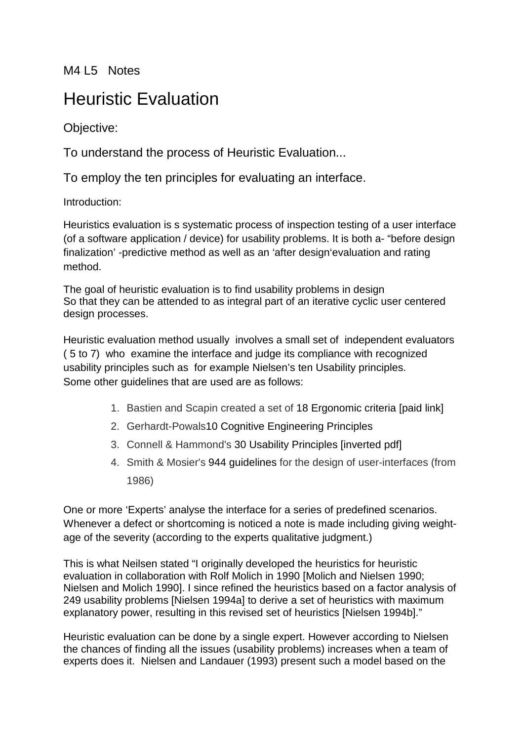M4 L5 Notes

# Heuristic Evaluation

Objective:

To understand the process of Heuristic Evaluation...

To employ the ten principles for evaluating an interface.

Introduction:

Heuristics evaluation is s systematic process of inspection testing of a user interface (of a software application / device) for usability problems. It is both a- "before design finalization' -predictive method as well as an 'after design'evaluation and rating method.

The goal of heuristic evaluation is to find usability problems in design
So that they can be attended to as integral part of an iterative cyclic user centered design processes.

Heuristic evaluation method usually involves a small set of independent evaluators ( 5 to 7) who examine the interface and judge its compliance with recognized usability principles such as for example Nielsen's ten Usability principles.
Some other guidelines that are used are as follows:

1. Bastien and Scapin created a set of 18 Ergonomic criteria [paid link]
2. Gerhardt-Powals10 Cognitive Engineering Principles
3. Connell & Hammond's 30 Usability Principles [inverted pdf]
4. Smith & Mosier's 944 guidelines for the design of user-interfaces (from 1986)

One or more 'Experts' analyse the interface for a series of predefined scenarios. Whenever a defect or shortcoming is noticed a note is made including giving weight-age of the severity (according to the experts qualitative judgment.)

This is what Neilsen stated "I originally developed the heuristics for heuristic evaluation in collaboration with Rolf Molich in 1990 [Molich and Nielsen 1990; Nielsen and Molich 1990]. I since refined the heuristics based on a factor analysis of 249 usability problems [Nielsen 1994a] to derive a set of heuristics with maximum explanatory power, resulting in this revised set of heuristics [Nielsen 1994b]."

Heuristic evaluation can be done by a single expert. However according to Nielsen the chances of finding all the issues (usability problems) increases when a team of experts does it. Nielsen and Landauer (1993) present such a model based on the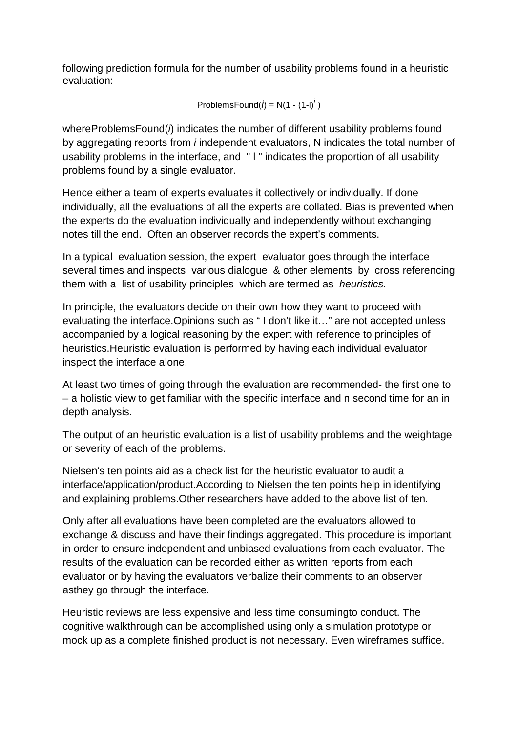following prediction formula for the number of usability problems found in a heuristic evaluation:

$$\text{ProblemsFound}(i) = N(1 - (1-l)^{i})$$

whereProblemsFound($i$) indicates the number of different usability problems found by aggregating reports from $i$ independent evaluators, N indicates the total number of usability problems in the interface, and " l " indicates the proportion of all usability problems found by a single evaluator.

Hence either a team of experts evaluates it collectively or individually. If done individually, all the evaluations of all the experts are collated. Bias is prevented when the experts do the evaluation individually and independently without exchanging notes till the end. Often an observer records the expert's comments.

In a typical evaluation session, the expert evaluator goes through the interface several times and inspects various dialogue & other elements by cross referencing them with a list of usability principles which are termed as *heuristics.*

In principle, the evaluators decide on their own how they want to proceed with evaluating the interface.Opinions such as " I don't like it…" are not accepted unless accompanied by a logical reasoning by the expert with reference to principles of heuristics.Heuristic evaluation is performed by having each individual evaluator inspect the interface alone.

At least two times of going through the evaluation are recommended- the first one to – a holistic view to get familiar with the specific interface and n second time for an in depth analysis.

The output of an heuristic evaluation is a list of usability problems and the weightage or severity of each of the problems.

Nielsen's ten points aid as a check list for the heuristic evaluator to audit a interface/application/product.According to Nielsen the ten points help in identifying and explaining problems.Other researchers have added to the above list of ten.

Only after all evaluations have been completed are the evaluators allowed to exchange & discuss and have their findings aggregated. This procedure is important in order to ensure independent and unbiased evaluations from each evaluator. The results of the evaluation can be recorded either as written reports from each evaluator or by having the evaluators verbalize their comments to an observer asthey go through the interface.

Heuristic reviews are less expensive and less time consumingto conduct. The cognitive walkthrough can be accomplished using only a simulation prototype or mock up as a complete finished product is not necessary. Even wireframes suffice.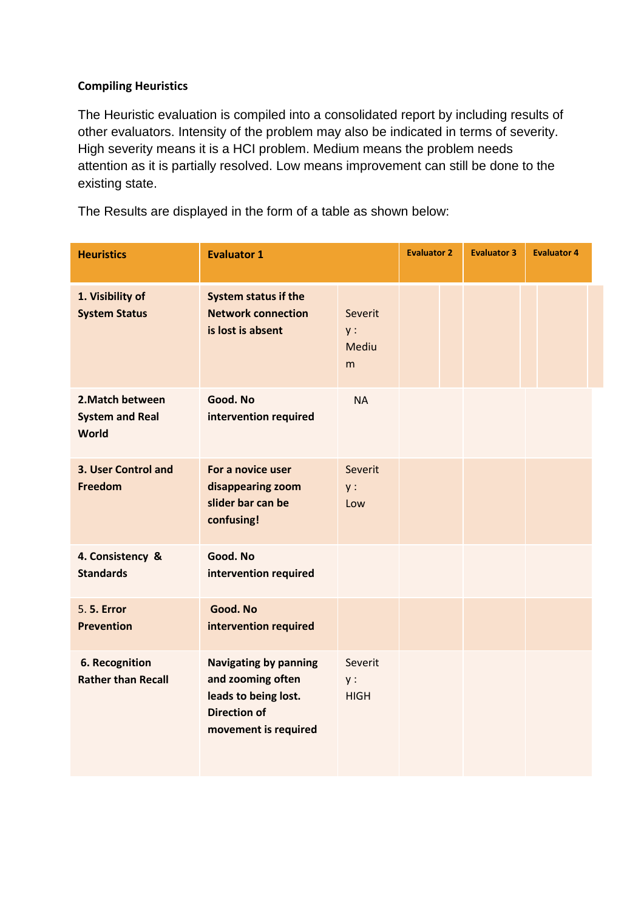**Compiling Heuristics**

The Heuristic evaluation is compiled into a consolidated report by including results of other evaluators. Intensity of the problem may also be indicated in terms of severity. High severity means it is a HCI problem. Medium means the problem needs attention as it is partially resolved. Low means improvement can still be done to the existing state.

The Results are displayed in the form of a table as shown below:

| Heuristics | Evaluator 1 | | Evaluator 2 | Evaluator 3 | Evaluator 4 |
|---|---|---|---|---|---|
| **1. Visibility of System Status** | **System status if the Network connection is lost is absent** | Severity : Medium | | | |
| **2.Match between System and Real World** | **Good. No intervention required** | NA | | | |
| **3. User Control and Freedom** | **For a novice user disappearing zoom slider bar can be confusing!** | Severity : Low | | | |
| **4. Consistency & Standards** | **Good. No intervention required** | | | | |
| 5. **5. Error Prevention** | **Good. No intervention required** | | | | |
| **6. Recognition Rather than Recall** | **Navigating by panning and zooming often leads to being lost. Direction of movement is required** | Severity : HIGH | | | |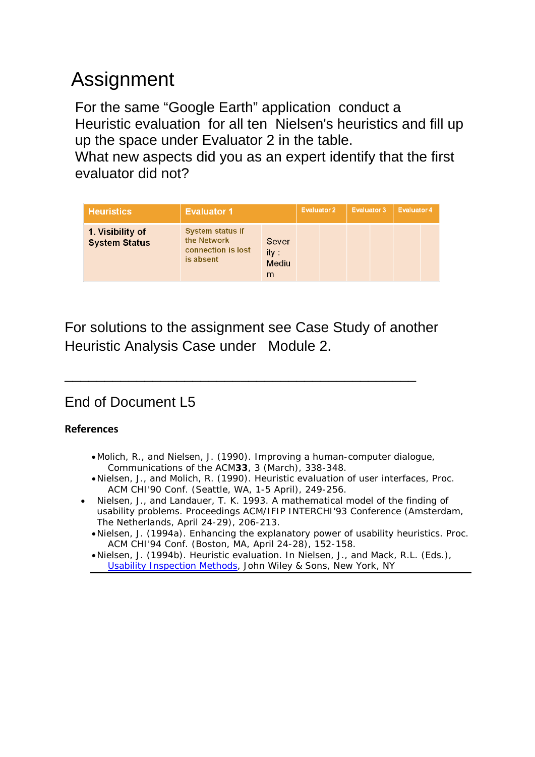# Assignment

For the same "Google Earth" application conduct a Heuristic evaluation for all ten Nielsen's heuristics and fill up up the space under Evaluator 2 in the table.
What new aspects did you as an expert identify that the first evaluator did not?

| Heuristics | Evaluator 1 | | Evaluator 2 | | Evaluator 3 | | Evaluator 4 | |
|---|---|---|---|---|---|---|---|---|
| **1. Visibility of System Status** | System status if the Network connection is lost is absent | Severity : Medium | | | | | | |

For solutions to the assignment see Case Study of another Heuristic Analysis Case under Module 2.

---

## End of Document L5

**References**

- Molich, R., and Nielsen, J. (1990). Improving a human-computer dialogue, Communications of the ACM **33**, 3 (March), 338-348.
- Nielsen, J., and Molich, R. (1990). Heuristic evaluation of user interfaces, Proc. ACM CHI'90 Conf. (Seattle, WA, 1-5 April), 249-256.
- Nielsen, J., and Landauer, T. K. 1993. A mathematical model of the finding of usability problems. Proceedings ACM/IFIP INTERCHI'93 Conference (Amsterdam, The Netherlands, April 24-29), 206-213.
- Nielsen, J. (1994a). Enhancing the explanatory power of usability heuristics. Proc. ACM CHI'94 Conf. (Boston, MA, April 24-28), 152-158.
- Nielsen, J. (1994b). Heuristic evaluation. In Nielsen, J., and Mack, R.L. (Eds.), Usability Inspection Methods, John Wiley & Sons, New York, NY